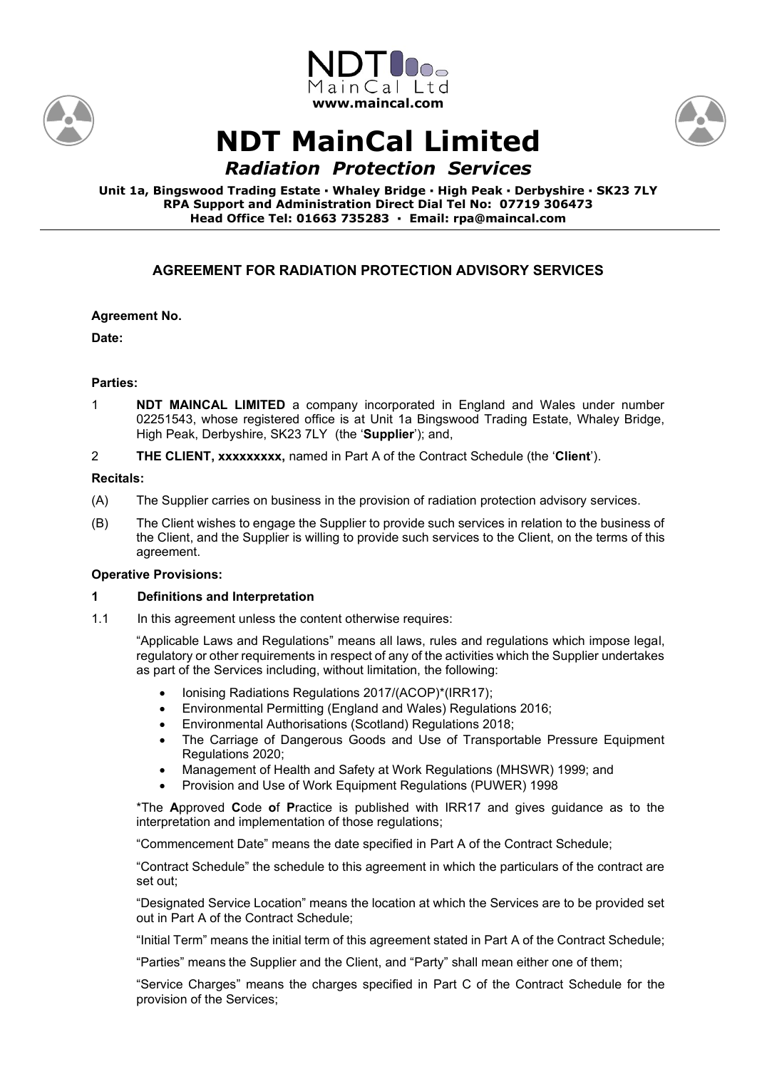NDT MainCal Ltd
**www.maincal.com**

# NDT MainCal Limited

## *Radiation Protection Services*

**Unit 1a, Bingswood Trading Estate · Whaley Bridge · High Peak · Derbyshire · SK23 7LY**
**RPA Support and Administration Direct Dial Tel No: 07719 306473**
**Head Office Tel: 01663 735283 · Email: rpa@maincal.com**

---

### AGREEMENT FOR RADIATION PROTECTION ADVISORY SERVICES

**Agreement No.**

**Date:**

**Parties:**

1 **NDT MAINCAL LIMITED** a company incorporated in England and Wales under number 02251543, whose registered office is at Unit 1a Bingswood Trading Estate, Whaley Bridge, High Peak, Derbyshire, SK23 7LY (the '**Supplier**'); and,

2 **THE CLIENT, xxxxxxxxx,** named in Part A of the Contract Schedule (the '**Client**').

**Recitals:**

(A) The Supplier carries on business in the provision of radiation protection advisory services.

(B) The Client wishes to engage the Supplier to provide such services in relation to the business of the Client, and the Supplier is willing to provide such services to the Client, on the terms of this agreement.

**Operative Provisions:**

**1 Definitions and Interpretation**

1.1 In this agreement unless the content otherwise requires:

"Applicable Laws and Regulations" means all laws, rules and regulations which impose legal, regulatory or other requirements in respect of any of the activities which the Supplier undertakes as part of the Services including, without limitation, the following:

- Ionising Radiations Regulations 2017/(ACOP)*(IRR17);
- Environmental Permitting (England and Wales) Regulations 2016;
- Environmental Authorisations (Scotland) Regulations 2018;
- The Carriage of Dangerous Goods and Use of Transportable Pressure Equipment Regulations 2020;
- Management of Health and Safety at Work Regulations (MHSWR) 1999; and
- Provision and Use of Work Equipment Regulations (PUWER) 1998

*The **A**pproved **C**ode **o**f **P**ractice is published with IRR17 and gives guidance as to the interpretation and implementation of those regulations;

"Commencement Date" means the date specified in Part A of the Contract Schedule;

"Contract Schedule" the schedule to this agreement in which the particulars of the contract are set out;

"Designated Service Location" means the location at which the Services are to be provided set out in Part A of the Contract Schedule;

"Initial Term" means the initial term of this agreement stated in Part A of the Contract Schedule;

"Parties" means the Supplier and the Client, and "Party" shall mean either one of them;

"Service Charges" means the charges specified in Part C of the Contract Schedule for the provision of the Services;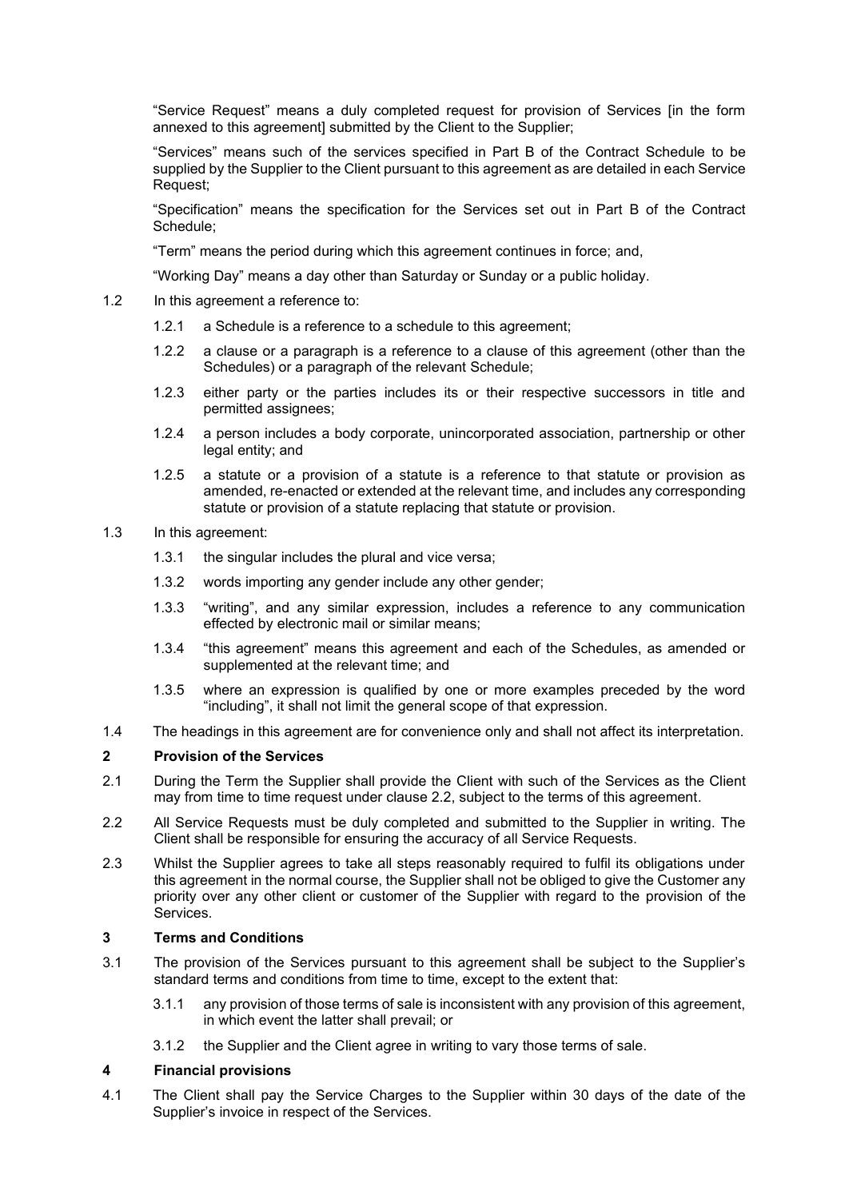"Service Request" means a duly completed request for provision of Services [in the form annexed to this agreement] submitted by the Client to the Supplier;

"Services" means such of the services specified in Part B of the Contract Schedule to be supplied by the Supplier to the Client pursuant to this agreement as are detailed in each Service Request;

"Specification" means the specification for the Services set out in Part B of the Contract Schedule;

"Term" means the period during which this agreement continues in force; and,

"Working Day" means a day other than Saturday or Sunday or a public holiday.

1.2 In this agreement a reference to:

1.2.1 a Schedule is a reference to a schedule to this agreement;

1.2.2 a clause or a paragraph is a reference to a clause of this agreement (other than the Schedules) or a paragraph of the relevant Schedule;

1.2.3 either party or the parties includes its or their respective successors in title and permitted assignees;

1.2.4 a person includes a body corporate, unincorporated association, partnership or other legal entity; and

1.2.5 a statute or a provision of a statute is a reference to that statute or provision as amended, re-enacted or extended at the relevant time, and includes any corresponding statute or provision of a statute replacing that statute or provision.

1.3 In this agreement:

1.3.1 the singular includes the plural and vice versa;

1.3.2 words importing any gender include any other gender;

1.3.3 "writing", and any similar expression, includes a reference to any communication effected by electronic mail or similar means;

1.3.4 "this agreement" means this agreement and each of the Schedules, as amended or supplemented at the relevant time; and

1.3.5 where an expression is qualified by one or more examples preceded by the word "including", it shall not limit the general scope of that expression.

1.4 The headings in this agreement are for convenience only and shall not affect its interpretation.

## 2 Provision of the Services

2.1 During the Term the Supplier shall provide the Client with such of the Services as the Client may from time to time request under clause 2.2, subject to the terms of this agreement.

2.2 All Service Requests must be duly completed and submitted to the Supplier in writing. The Client shall be responsible for ensuring the accuracy of all Service Requests.

2.3 Whilst the Supplier agrees to take all steps reasonably required to fulfil its obligations under this agreement in the normal course, the Supplier shall not be obliged to give the Customer any priority over any other client or customer of the Supplier with regard to the provision of the Services.

## 3 Terms and Conditions

3.1 The provision of the Services pursuant to this agreement shall be subject to the Supplier's standard terms and conditions from time to time, except to the extent that:

3.1.1 any provision of those terms of sale is inconsistent with any provision of this agreement, in which event the latter shall prevail; or

3.1.2 the Supplier and the Client agree in writing to vary those terms of sale.

## 4 Financial provisions

4.1 The Client shall pay the Service Charges to the Supplier within 30 days of the date of the Supplier's invoice in respect of the Services.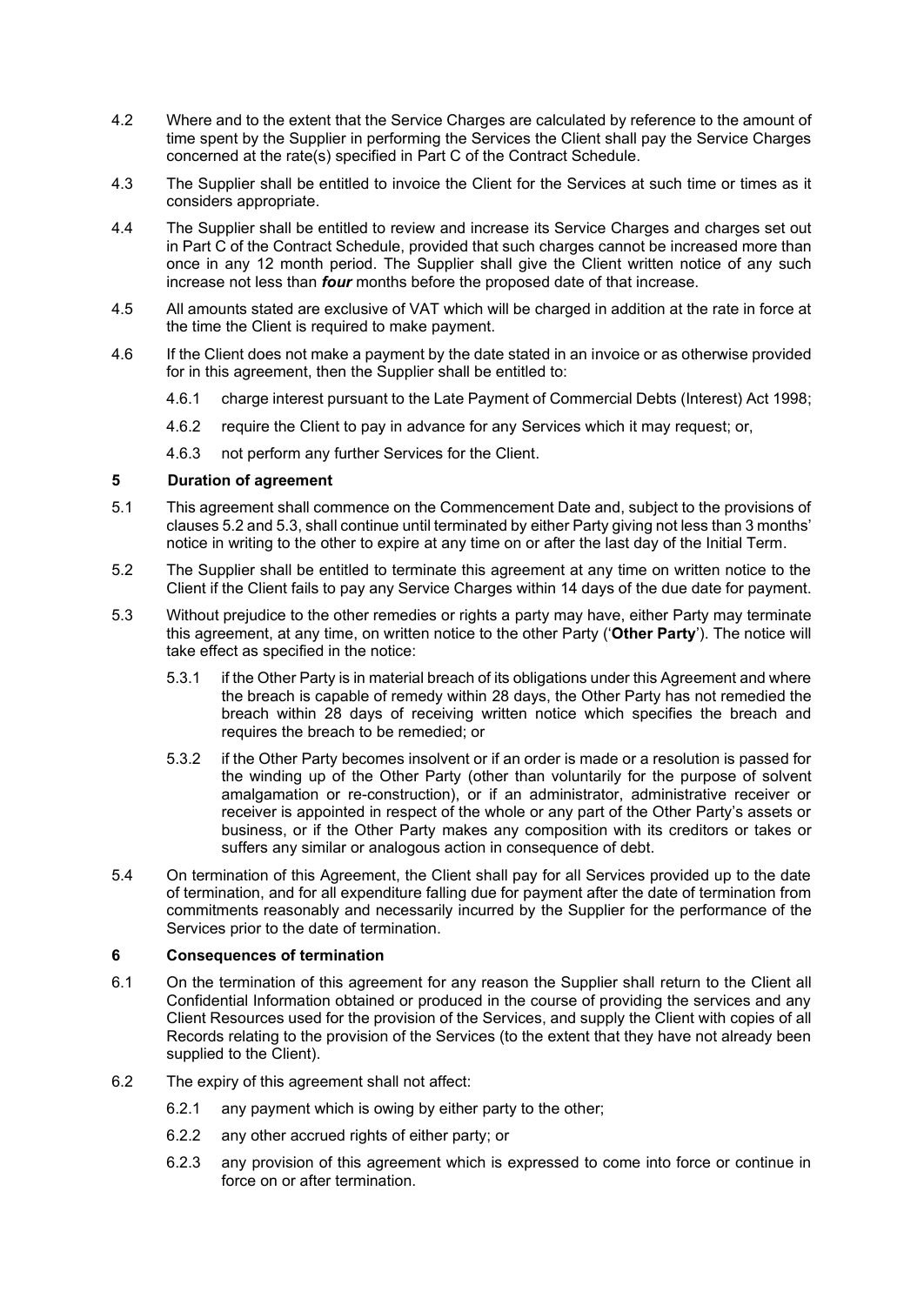4.2 Where and to the extent that the Service Charges are calculated by reference to the amount of time spent by the Supplier in performing the Services the Client shall pay the Service Charges concerned at the rate(s) specified in Part C of the Contract Schedule.

4.3 The Supplier shall be entitled to invoice the Client for the Services at such time or times as it considers appropriate.

4.4 The Supplier shall be entitled to review and increase its Service Charges and charges set out in Part C of the Contract Schedule, provided that such charges cannot be increased more than once in any 12 month period. The Supplier shall give the Client written notice of any such increase not less than ***four*** months before the proposed date of that increase.

4.5 All amounts stated are exclusive of VAT which will be charged in addition at the rate in force at the time the Client is required to make payment.

4.6 If the Client does not make a payment by the date stated in an invoice or as otherwise provided for in this agreement, then the Supplier shall be entitled to:

4.6.1 charge interest pursuant to the Late Payment of Commercial Debts (Interest) Act 1998;

4.6.2 require the Client to pay in advance for any Services which it may request; or,

4.6.3 not perform any further Services for the Client.

## 5 Duration of agreement

5.1 This agreement shall commence on the Commencement Date and, subject to the provisions of clauses 5.2 and 5.3, shall continue until terminated by either Party giving not less than 3 months' notice in writing to the other to expire at any time on or after the last day of the Initial Term.

5.2 The Supplier shall be entitled to terminate this agreement at any time on written notice to the Client if the Client fails to pay any Service Charges within 14 days of the due date for payment.

5.3 Without prejudice to the other remedies or rights a party may have, either Party may terminate this agreement, at any time, on written notice to the other Party ('**Other Party**'). The notice will take effect as specified in the notice:

5.3.1 if the Other Party is in material breach of its obligations under this Agreement and where the breach is capable of remedy within 28 days, the Other Party has not remedied the breach within 28 days of receiving written notice which specifies the breach and requires the breach to be remedied; or

5.3.2 if the Other Party becomes insolvent or if an order is made or a resolution is passed for the winding up of the Other Party (other than voluntarily for the purpose of solvent amalgamation or re-construction), or if an administrator, administrative receiver or receiver is appointed in respect of the whole or any part of the Other Party's assets or business, or if the Other Party makes any composition with its creditors or takes or suffers any similar or analogous action in consequence of debt.

5.4 On termination of this Agreement, the Client shall pay for all Services provided up to the date of termination, and for all expenditure falling due for payment after the date of termination from commitments reasonably and necessarily incurred by the Supplier for the performance of the Services prior to the date of termination.

## 6 Consequences of termination

6.1 On the termination of this agreement for any reason the Supplier shall return to the Client all Confidential Information obtained or produced in the course of providing the services and any Client Resources used for the provision of the Services, and supply the Client with copies of all Records relating to the provision of the Services (to the extent that they have not already been supplied to the Client).

6.2 The expiry of this agreement shall not affect:

6.2.1 any payment which is owing by either party to the other;

6.2.2 any other accrued rights of either party; or

6.2.3 any provision of this agreement which is expressed to come into force or continue in force on or after termination.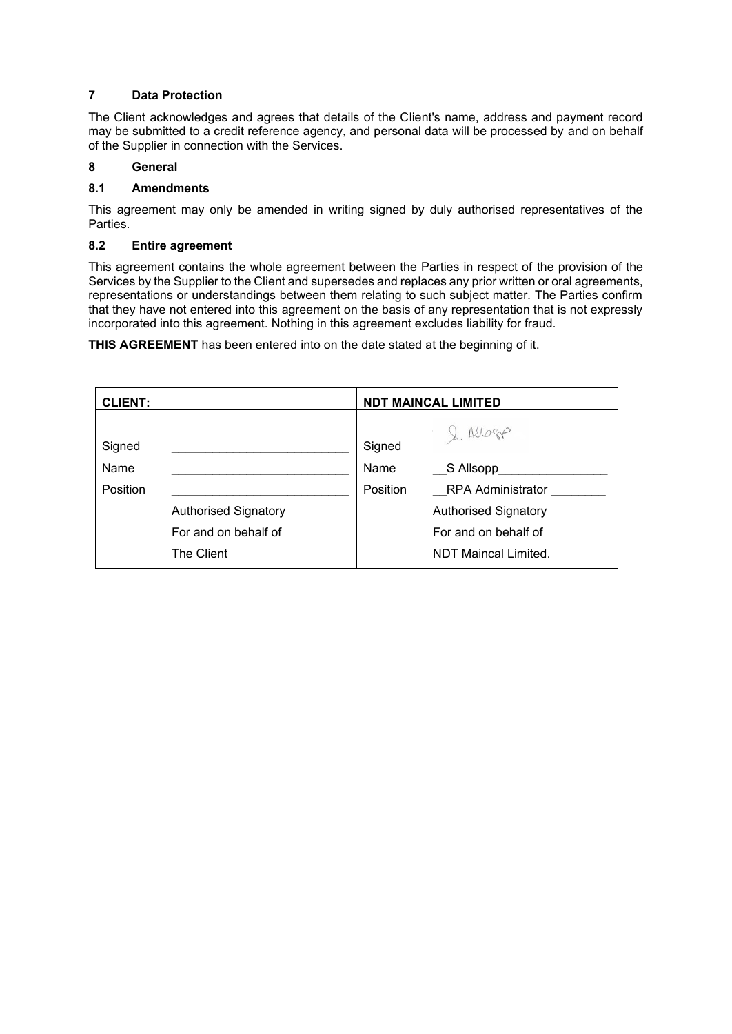## 7 Data Protection

The Client acknowledges and agrees that details of the Client's name, address and payment record may be submitted to a credit reference agency, and personal data will be processed by and on behalf of the Supplier in connection with the Services.

## 8 General

### 8.1 Amendments

This agreement may only be amended in writing signed by duly authorised representatives of the Parties.

### 8.2 Entire agreement

This agreement contains the whole agreement between the Parties in respect of the provision of the Services by the Supplier to the Client and supersedes and replaces any prior written or oral agreements, representations or understandings between them relating to such subject matter. The Parties confirm that they have not entered into this agreement on the basis of any representation that is not expressly incorporated into this agreement. Nothing in this agreement excludes liability for fraud.

**THIS AGREEMENT** has been entered into on the date stated at the beginning of it.

| **CLIENT:** | | **NDT MAINCAL LIMITED** | |
|---|---|---|---|
| Signed | ___________________________ | Signed | S. Allsopp |
| Name | ___________________________ | Name | __S Allsopp________________ |
| Position | ___________________________ | Position | __RPA Administrator ________ |
| | Authorised Signatory | | Authorised Signatory |
| | For and on behalf of | | For and on behalf of |
| | The Client | | NDT Maincal Limited. |